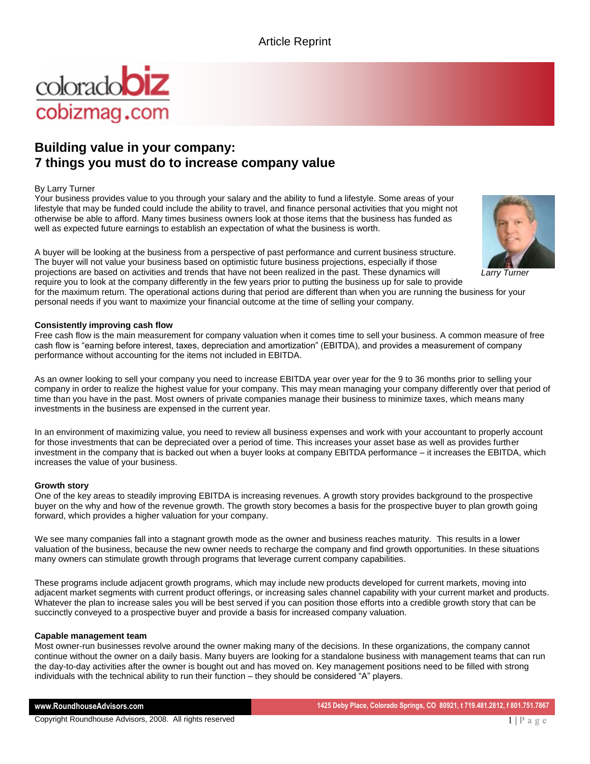Article Reprint

coloradobiz
cobizmag.com

# Building value in your company: 7 things you must do to increase company value

By Larry Turner

Your business provides value to you through your salary and the ability to fund a lifestyle. Some areas of your lifestyle that may be funded could include the ability to travel, and finance personal activities that you might not otherwise be able to afford. Many times business owners look at those items that the business has funded as well as expected future earnings to establish an expectation of what the business is worth.

*Larry Turner*

A buyer will be looking at the business from a perspective of past performance and current business structure. The buyer will not value your business based on optimistic future business projections, especially if those projections are based on activities and trends that have not been realized in the past. These dynamics will require you to look at the company differently in the few years prior to putting the business up for sale to provide for the maximum return. The operational actions during that period are different than when you are running the business for your personal needs if you want to maximize your financial outcome at the time of selling your company.

**Consistently improving cash flow**

Free cash flow is the main measurement for company valuation when it comes time to sell your business. A common measure of free cash flow is "earning before interest, taxes, depreciation and amortization" (EBITDA), and provides a measurement of company performance without accounting for the items not included in EBITDA.

As an owner looking to sell your company you need to increase EBITDA year over year for the 9 to 36 months prior to selling your company in order to realize the highest value for your company. This may mean managing your company differently over that period of time than you have in the past. Most owners of private companies manage their business to minimize taxes, which means many investments in the business are expensed in the current year.

In an environment of maximizing value, you need to review all business expenses and work with your accountant to properly account for those investments that can be depreciated over a period of time. This increases your asset base as well as provides further investment in the company that is backed out when a buyer looks at company EBITDA performance – it increases the EBITDA, which increases the value of your business.

**Growth story**

One of the key areas to steadily improving EBITDA is increasing revenues. A growth story provides background to the prospective buyer on the why and how of the revenue growth. The growth story becomes a basis for the prospective buyer to plan growth going forward, which provides a higher valuation for your company.

We see many companies fall into a stagnant growth mode as the owner and business reaches maturity. This results in a lower valuation of the business, because the new owner needs to recharge the company and find growth opportunities. In these situations many owners can stimulate growth through programs that leverage current company capabilities.

These programs include adjacent growth programs, which may include new products developed for current markets, moving into adjacent market segments with current product offerings, or increasing sales channel capability with your current market and products. Whatever the plan to increase sales you will be best served if you can position those efforts into a credible growth story that can be succinctly conveyed to a prospective buyer and provide a basis for increased company valuation.

**Capable management team**

Most owner-run businesses revolve around the owner making many of the decisions. In these organizations, the company cannot continue without the owner on a daily basis. Many buyers are looking for a standalone business with management teams that can run the day-to-day activities after the owner is bought out and has moved on. Key management positions need to be filled with strong individuals with the technical ability to run their function – they should be considered "A" players.

www.RoundhouseAdvisors.com | 1425 Deby Place, Colorado Springs, CO 80921, t 719.481.2812, f 801.751.7867

Copyright Roundhouse Advisors, 2008. All rights reserved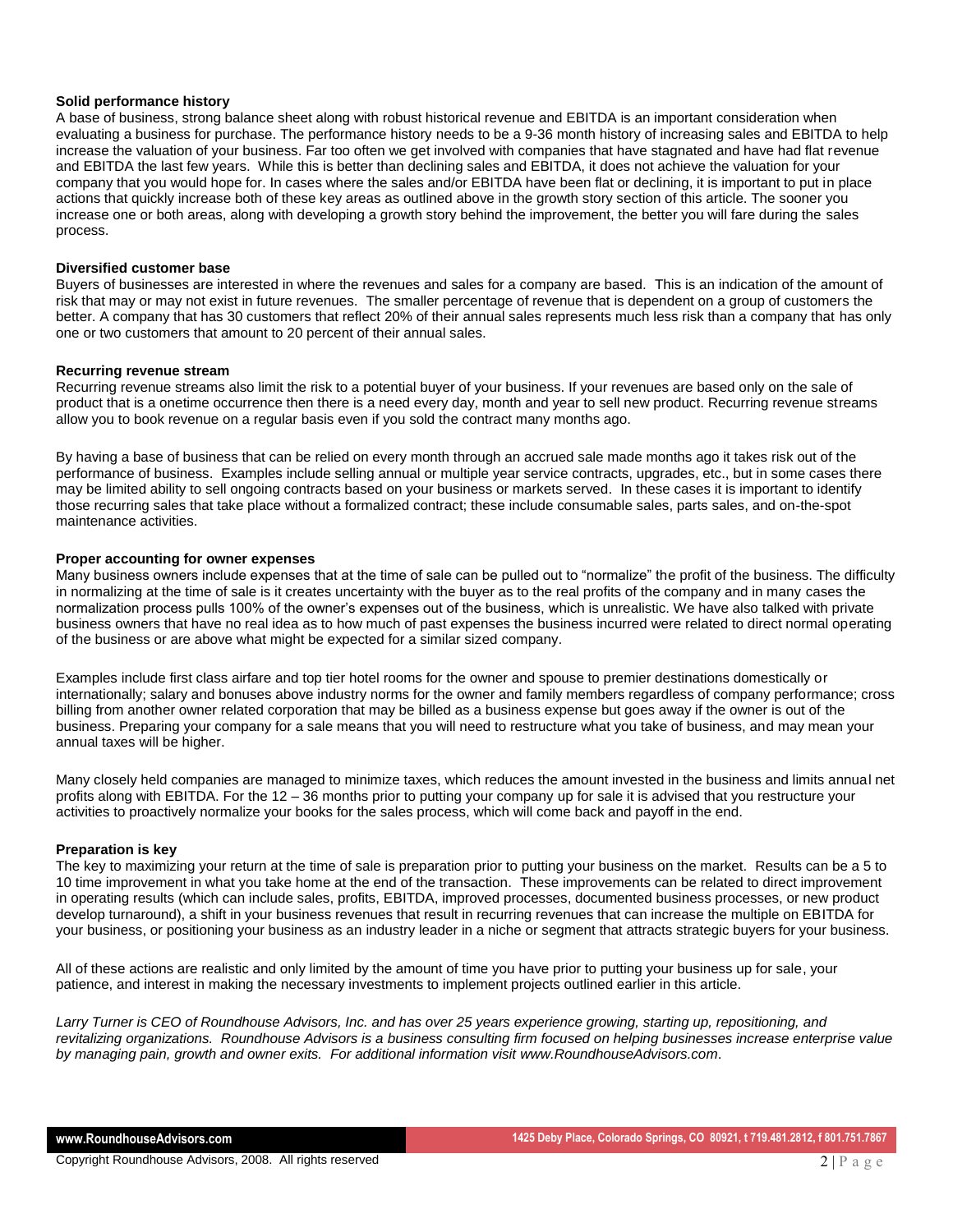**Solid performance history**

A base of business, strong balance sheet along with robust historical revenue and EBITDA is an important consideration when evaluating a business for purchase. The performance history needs to be a 9-36 month history of increasing sales and EBITDA to help increase the valuation of your business. Far too often we get involved with companies that have stagnated and have had flat revenue and EBITDA the last few years. While this is better than declining sales and EBITDA, it does not achieve the valuation for your company that you would hope for. In cases where the sales and/or EBITDA have been flat or declining, it is important to put in place actions that quickly increase both of these key areas as outlined above in the growth story section of this article. The sooner you increase one or both areas, along with developing a growth story behind the improvement, the better you will fare during the sales process.

**Diversified customer base**

Buyers of businesses are interested in where the revenues and sales for a company are based. This is an indication of the amount of risk that may or may not exist in future revenues. The smaller percentage of revenue that is dependent on a group of customers the better. A company that has 30 customers that reflect 20% of their annual sales represents much less risk than a company that has only one or two customers that amount to 20 percent of their annual sales.

**Recurring revenue stream**

Recurring revenue streams also limit the risk to a potential buyer of your business. If your revenues are based only on the sale of product that is a onetime occurrence then there is a need every day, month and year to sell new product. Recurring revenue streams allow you to book revenue on a regular basis even if you sold the contract many months ago.

By having a base of business that can be relied on every month through an accrued sale made months ago it takes risk out of the performance of business. Examples include selling annual or multiple year service contracts, upgrades, etc., but in some cases there may be limited ability to sell ongoing contracts based on your business or markets served. In these cases it is important to identify those recurring sales that take place without a formalized contract; these include consumable sales, parts sales, and on-the-spot maintenance activities.

**Proper accounting for owner expenses**

Many business owners include expenses that at the time of sale can be pulled out to "normalize" the profit of the business. The difficulty in normalizing at the time of sale is it creates uncertainty with the buyer as to the real profits of the company and in many cases the normalization process pulls 100% of the owner's expenses out of the business, which is unrealistic. We have also talked with private business owners that have no real idea as to how much of past expenses the business incurred were related to direct normal operating of the business or are above what might be expected for a similar sized company.

Examples include first class airfare and top tier hotel rooms for the owner and spouse to premier destinations domestically or internationally; salary and bonuses above industry norms for the owner and family members regardless of company performance; cross billing from another owner related corporation that may be billed as a business expense but goes away if the owner is out of the business. Preparing your company for a sale means that you will need to restructure what you take of business, and may mean your annual taxes will be higher.

Many closely held companies are managed to minimize taxes, which reduces the amount invested in the business and limits annual net profits along with EBITDA. For the 12 – 36 months prior to putting your company up for sale it is advised that you restructure your activities to proactively normalize your books for the sales process, which will come back and payoff in the end.

**Preparation is key**

The key to maximizing your return at the time of sale is preparation prior to putting your business on the market. Results can be a 5 to 10 time improvement in what you take home at the end of the transaction. These improvements can be related to direct improvement in operating results (which can include sales, profits, EBITDA, improved processes, documented business processes, or new product develop turnaround), a shift in your business revenues that result in recurring revenues that can increase the multiple on EBITDA for your business, or positioning your business as an industry leader in a niche or segment that attracts strategic buyers for your business.

All of these actions are realistic and only limited by the amount of time you have prior to putting your business up for sale, your patience, and interest in making the necessary investments to implement projects outlined earlier in this article.

*Larry Turner is CEO of Roundhouse Advisors, Inc. and has over 25 years experience growing, starting up, repositioning, and revitalizing organizations. Roundhouse Advisors is a business consulting firm focused on helping businesses increase enterprise value by managing pain, growth and owner exits. For additional information visit www.RoundhouseAdvisors.com.*

**www.RoundhouseAdvisors.com** | **1425 Deby Place, Colorado Springs, CO 80921, t 719.481.2812, f 801.751.7867**

Copyright Roundhouse Advisors, 2008. All rights reserved